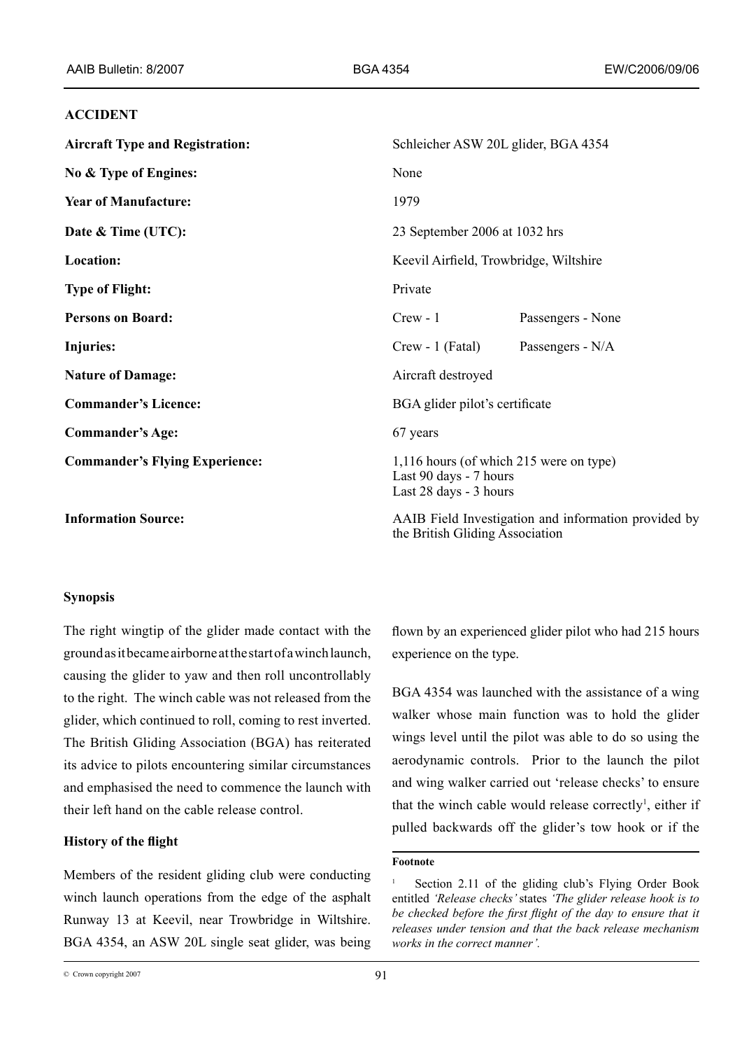## ACCIDENT

| | | |
|---|---|---|
| **Aircraft Type and Registration:** | Schleicher ASW 20L glider, BGA 4354 | |
| **No & Type of Engines:** | None | |
| **Year of Manufacture:** | 1979 | |
| **Date & Time (UTC):** | 23 September 2006 at 1032 hrs | |
| **Location:** | Keevil Airfield, Trowbridge, Wiltshire | |
| **Type of Flight:** | Private | |
| **Persons on Board:** | Crew - 1 | Passengers - None |
| **Injuries:** | Crew - 1 (Fatal) | Passengers - N/A |
| **Nature of Damage:** | Aircraft destroyed | |
| **Commander's Licence:** | BGA glider pilot's certificate | |
| **Commander's Age:** | 67 years | |
| **Commander's Flying Experience:** | 1,116 hours (of which 215 were on type)<br>Last 90 days - 7 hours<br>Last 28 days - 3 hours | |
| **Information Source:** | AAIB Field Investigation and information provided by the British Gliding Association | |

### Synopsis

The right wingtip of the glider made contact with the ground as it became airborne at the start of a winch launch, causing the glider to yaw and then roll uncontrollably to the right. The winch cable was not released from the glider, which continued to roll, coming to rest inverted. The British Gliding Association (BGA) has reiterated its advice to pilots encountering similar circumstances and emphasised the need to commence the launch with their left hand on the cable release control.

### History of the flight

Members of the resident gliding club were conducting winch launch operations from the edge of the asphalt Runway 13 at Keevil, near Trowbridge in Wiltshire. BGA 4354, an ASW 20L single seat glider, was being flown by an experienced glider pilot who had 215 hours experience on the type.

BGA 4354 was launched with the assistance of a wing walker whose main function was to hold the glider wings level until the pilot was able to do so using the aerodynamic controls. Prior to the launch the pilot and wing walker carried out 'release checks' to ensure that the winch cable would release correctly[1], either if pulled backwards off the glider's tow hook or if the

---

**Footnote**

[1] Section 2.11 of the gliding club's Flying Order Book entitled *'Release checks'* states *'The glider release hook is to be checked before the first flight of the day to ensure that it releases under tension and that the back release mechanism works in the correct manner'.*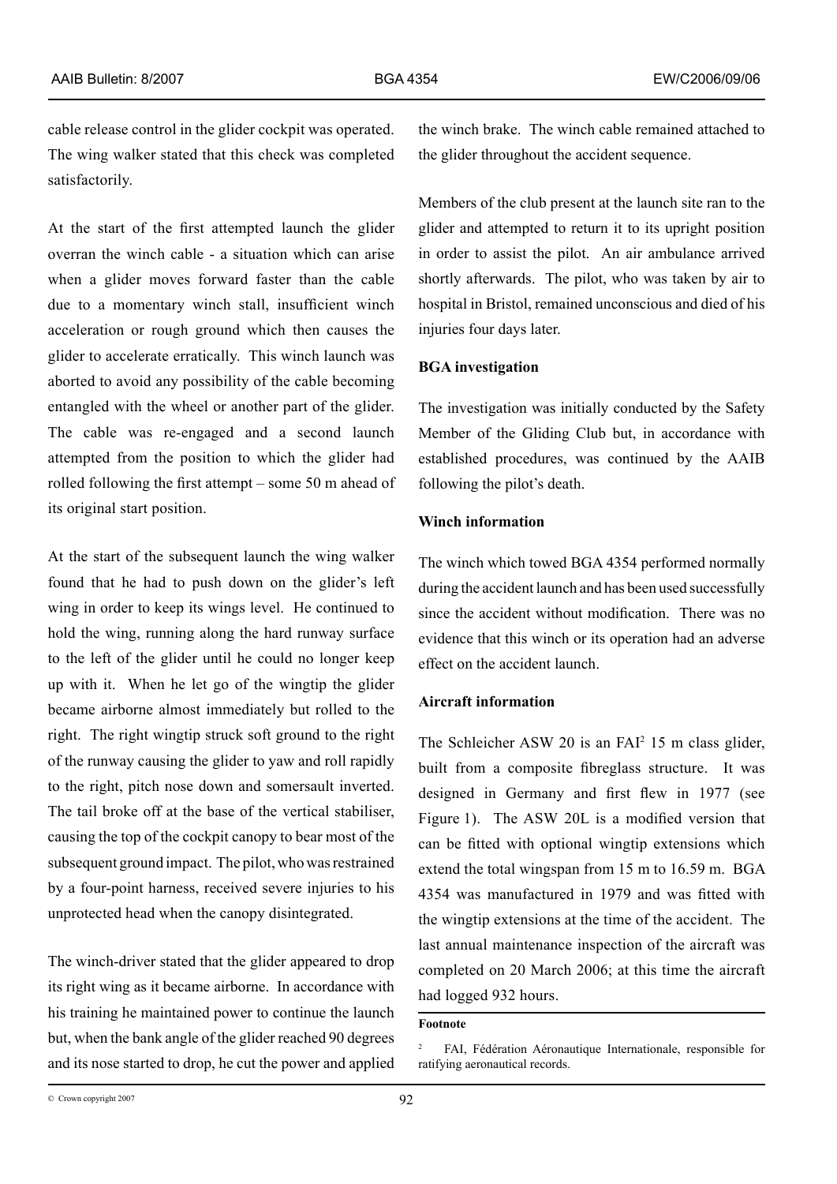cable release control in the glider cockpit was operated. The wing walker stated that this check was completed satisfactorily.

At the start of the first attempted launch the glider overran the winch cable - a situation which can arise when a glider moves forward faster than the cable due to a momentary winch stall, insufficient winch acceleration or rough ground which then causes the glider to accelerate erratically. This winch launch was aborted to avoid any possibility of the cable becoming entangled with the wheel or another part of the glider. The cable was re-engaged and a second launch attempted from the position to which the glider had rolled following the first attempt – some 50 m ahead of its original start position.

At the start of the subsequent launch the wing walker found that he had to push down on the glider's left wing in order to keep its wings level. He continued to hold the wing, running along the hard runway surface to the left of the glider until he could no longer keep up with it. When he let go of the wingtip the glider became airborne almost immediately but rolled to the right. The right wingtip struck soft ground to the right of the runway causing the glider to yaw and roll rapidly to the right, pitch nose down and somersault inverted. The tail broke off at the base of the vertical stabiliser, causing the top of the cockpit canopy to bear most of the subsequent ground impact. The pilot, who was restrained by a four-point harness, received severe injuries to his unprotected head when the canopy disintegrated.

The winch-driver stated that the glider appeared to drop its right wing as it became airborne. In accordance with his training he maintained power to continue the launch but, when the bank angle of the glider reached 90 degrees and its nose started to drop, he cut the power and applied the winch brake. The winch cable remained attached to the glider throughout the accident sequence.

Members of the club present at the launch site ran to the glider and attempted to return it to its upright position in order to assist the pilot. An air ambulance arrived shortly afterwards. The pilot, who was taken by air to hospital in Bristol, remained unconscious and died of his injuries four days later.

**BGA investigation**

The investigation was initially conducted by the Safety Member of the Gliding Club but, in accordance with established procedures, was continued by the AAIB following the pilot's death.

**Winch information**

The winch which towed BGA 4354 performed normally during the accident launch and has been used successfully since the accident without modification. There was no evidence that this winch or its operation had an adverse effect on the accident launch.

**Aircraft information**

The Schleicher ASW 20 is an FAI[2] 15 m class glider, built from a composite fibreglass structure. It was designed in Germany and first flew in 1977 (see Figure 1). The ASW 20L is a modified version that can be fitted with optional wingtip extensions which extend the total wingspan from 15 m to 16.59 m. BGA 4354 was manufactured in 1979 and was fitted with the wingtip extensions at the time of the accident. The last annual maintenance inspection of the aircraft was completed on 20 March 2006; at this time the aircraft had logged 932 hours.

**Footnote**

[2] FAI, Fédération Aéronautique Internationale, responsible for ratifying aeronautical records.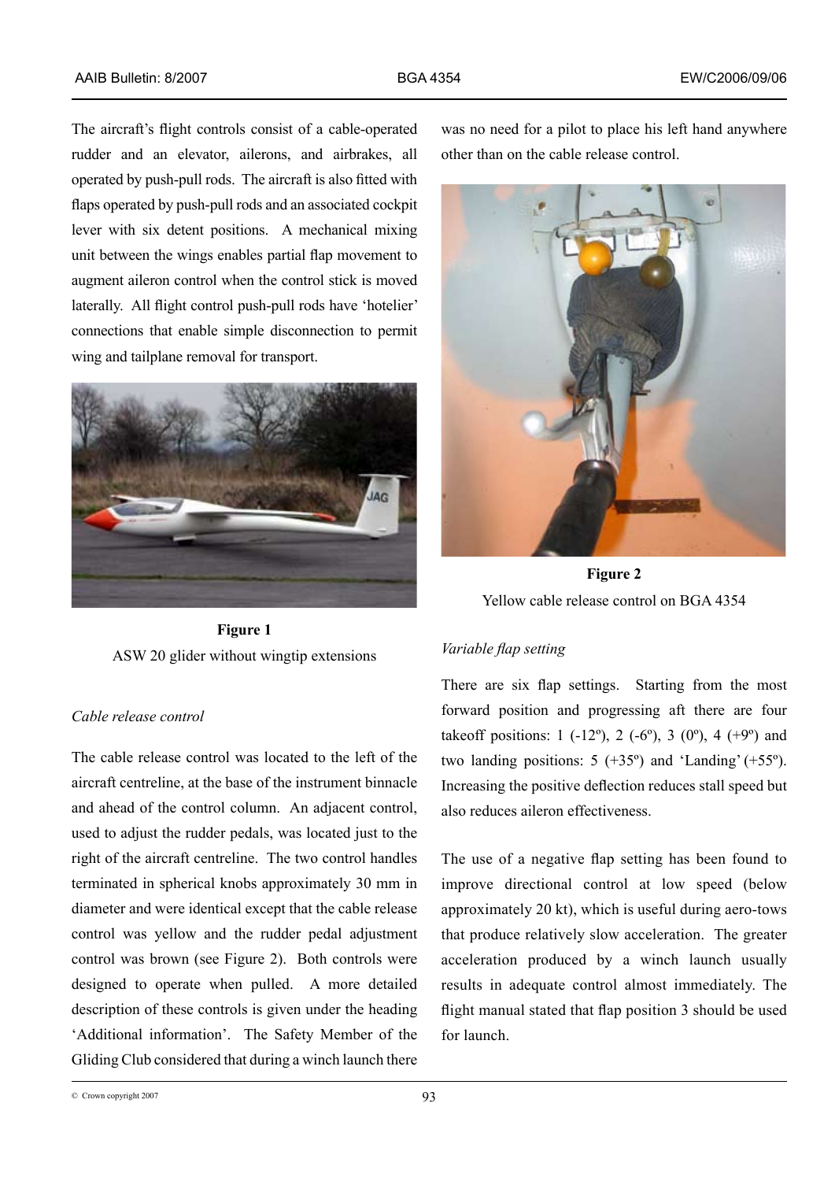The aircraft's flight controls consist of a cable-operated rudder and an elevator, ailerons, and airbrakes, all operated by push-pull rods. The aircraft is also fitted with flaps operated by push-pull rods and an associated cockpit lever with six detent positions. A mechanical mixing unit between the wings enables partial flap movement to augment aileron control when the control stick is moved laterally. All flight control push-pull rods have 'hotelier' connections that enable simple disconnection to permit wing and tailplane removal for transport.

**Figure 1**
ASW 20 glider without wingtip extensions

*Cable release control*

The cable release control was located to the left of the aircraft centreline, at the base of the instrument binnacle and ahead of the control column. An adjacent control, used to adjust the rudder pedals, was located just to the right of the aircraft centreline. The two control handles terminated in spherical knobs approximately 30 mm in diameter and were identical except that the cable release control was yellow and the rudder pedal adjustment control was brown (see Figure 2). Both controls were designed to operate when pulled. A more detailed description of these controls is given under the heading 'Additional information'. The Safety Member of the Gliding Club considered that during a winch launch there was no need for a pilot to place his left hand anywhere other than on the cable release control.

**Figure 2**
Yellow cable release control on BGA 4354

*Variable flap setting*

There are six flap settings. Starting from the most forward position and progressing aft there are four takeoff positions: 1 (-12º), 2 (-6º), 3 (0º), 4 (+9º) and two landing positions: 5 (+35º) and 'Landing' (+55º). Increasing the positive deflection reduces stall speed but also reduces aileron effectiveness.

The use of a negative flap setting has been found to improve directional control at low speed (below approximately 20 kt), which is useful during aero-tows that produce relatively slow acceleration. The greater acceleration produced by a winch launch usually results in adequate control almost immediately. The flight manual stated that flap position 3 should be used for launch.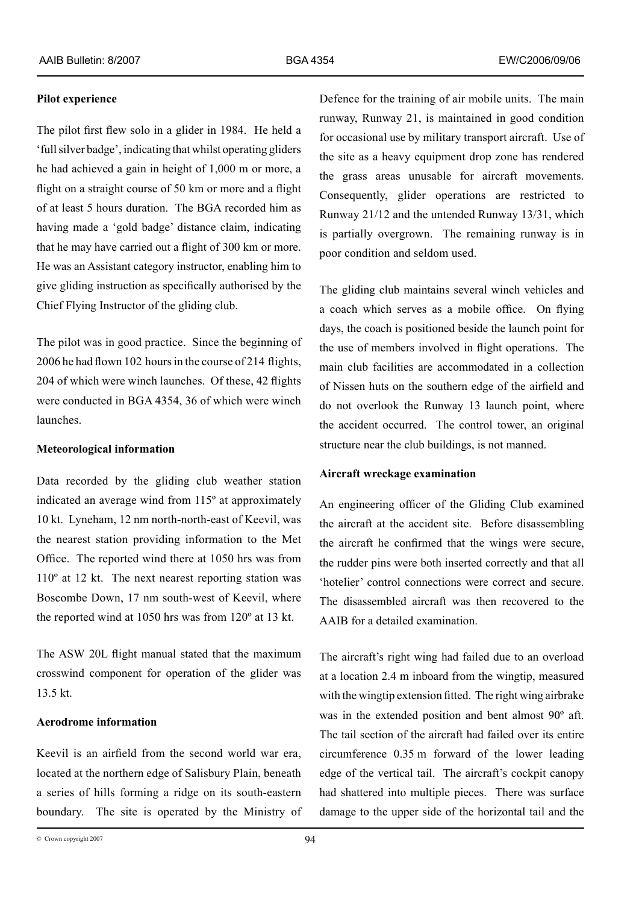**Pilot experience**

The pilot first flew solo in a glider in 1984. He held a 'full silver badge', indicating that whilst operating gliders he had achieved a gain in height of 1,000 m or more, a flight on a straight course of 50 km or more and a flight of at least 5 hours duration. The BGA recorded him as having made a 'gold badge' distance claim, indicating that he may have carried out a flight of 300 km or more. He was an Assistant category instructor, enabling him to give gliding instruction as specifically authorised by the Chief Flying Instructor of the gliding club.

The pilot was in good practice. Since the beginning of 2006 he had flown 102 hours in the course of 214 flights, 204 of which were winch launches. Of these, 42 flights were conducted in BGA 4354, 36 of which were winch launches.

**Meteorological information**

Data recorded by the gliding club weather station indicated an average wind from 115º at approximately 10 kt. Lyneham, 12 nm north-north-east of Keevil, was the nearest station providing information to the Met Office. The reported wind there at 1050 hrs was from 110º at 12 kt. The next nearest reporting station was Boscombe Down, 17 nm south-west of Keevil, where the reported wind at 1050 hrs was from 120º at 13 kt.

The ASW 20L flight manual stated that the maximum crosswind component for operation of the glider was 13.5 kt.

**Aerodrome information**

Keevil is an airfield from the second world war era, located at the northern edge of Salisbury Plain, beneath a series of hills forming a ridge on its south-eastern boundary. The site is operated by the Ministry of Defence for the training of air mobile units. The main runway, Runway 21, is maintained in good condition for occasional use by military transport aircraft. Use of the site as a heavy equipment drop zone has rendered the grass areas unusable for aircraft movements. Consequently, glider operations are restricted to Runway 21/12 and the untended Runway 13/31, which is partially overgrown. The remaining runway is in poor condition and seldom used.

The gliding club maintains several winch vehicles and a coach which serves as a mobile office. On flying days, the coach is positioned beside the launch point for the use of members involved in flight operations. The main club facilities are accommodated in a collection of Nissen huts on the southern edge of the airfield and do not overlook the Runway 13 launch point, where the accident occurred. The control tower, an original structure near the club buildings, is not manned.

**Aircraft wreckage examination**

An engineering officer of the Gliding Club examined the aircraft at the accident site. Before disassembling the aircraft he confirmed that the wings were secure, the rudder pins were both inserted correctly and that all 'hotelier' control connections were correct and secure. The disassembled aircraft was then recovered to the AAIB for a detailed examination.

The aircraft's right wing had failed due to an overload at a location 2.4 m inboard from the wingtip, measured with the wingtip extension fitted. The right wing airbrake was in the extended position and bent almost 90º aft. The tail section of the aircraft had failed over its entire circumference 0.35 m forward of the lower leading edge of the vertical tail. The aircraft's cockpit canopy had shattered into multiple pieces. There was surface damage to the upper side of the horizontal tail and the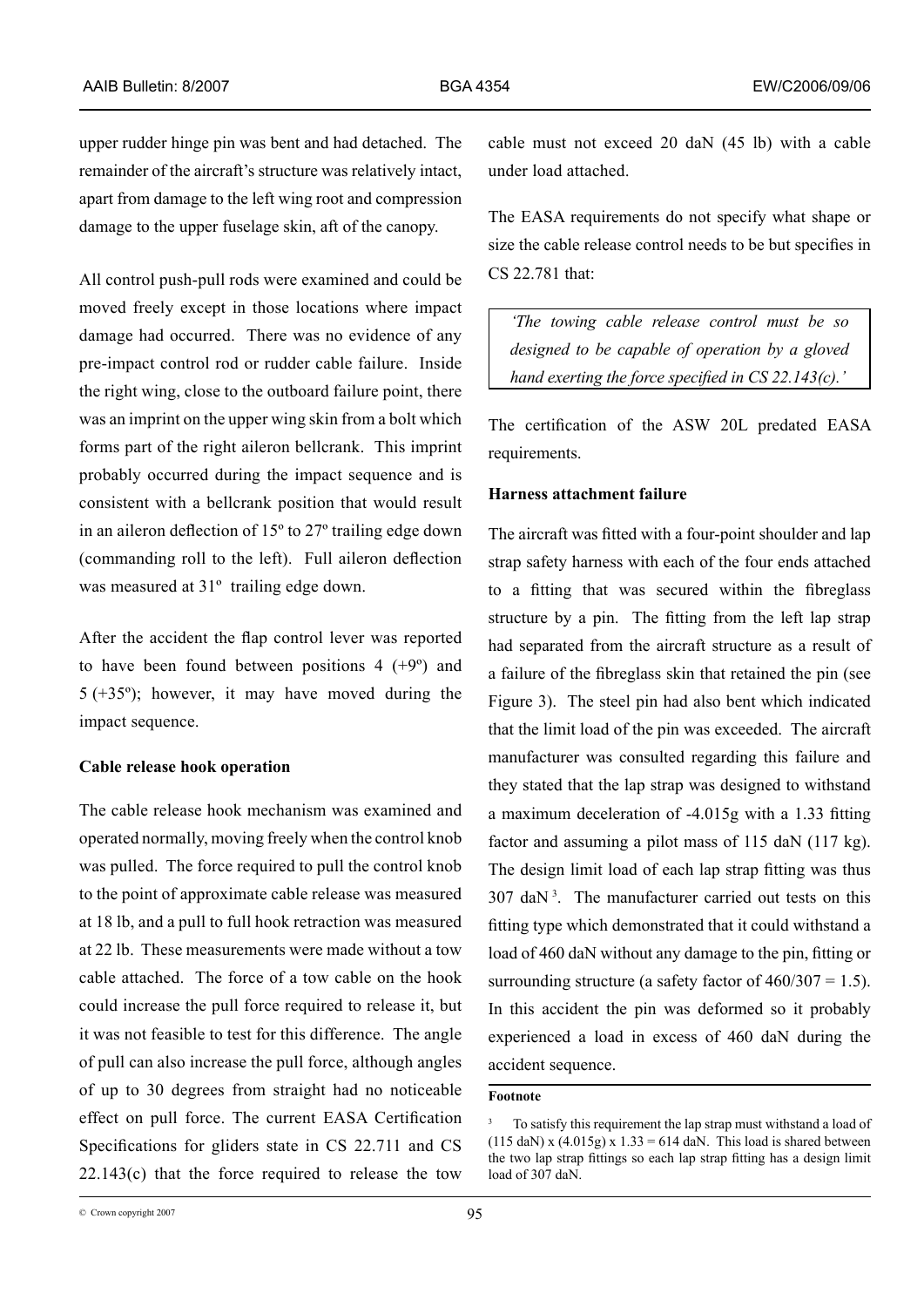upper rudder hinge pin was bent and had detached. The remainder of the aircraft's structure was relatively intact, apart from damage to the left wing root and compression damage to the upper fuselage skin, aft of the canopy.

All control push-pull rods were examined and could be moved freely except in those locations where impact damage had occurred. There was no evidence of any pre-impact control rod or rudder cable failure. Inside the right wing, close to the outboard failure point, there was an imprint on the upper wing skin from a bolt which forms part of the right aileron bellcrank. This imprint probably occurred during the impact sequence and is consistent with a bellcrank position that would result in an aileron deflection of 15º to 27º trailing edge down (commanding roll to the left). Full aileron deflection was measured at 31º trailing edge down.

After the accident the flap control lever was reported to have been found between positions 4 (+9º) and 5 (+35º); however, it may have moved during the impact sequence.

**Cable release hook operation**

The cable release hook mechanism was examined and operated normally, moving freely when the control knob was pulled. The force required to pull the control knob to the point of approximate cable release was measured at 18 lb, and a pull to full hook retraction was measured at 22 lb. These measurements were made without a tow cable attached. The force of a tow cable on the hook could increase the pull force required to release it, but it was not feasible to test for this difference. The angle of pull can also increase the pull force, although angles of up to 30 degrees from straight had no noticeable effect on pull force. The current EASA Certification Specifications for gliders state in CS 22.711 and CS 22.143(c) that the force required to release the tow cable must not exceed 20 daN (45 lb) with a cable under load attached.

The EASA requirements do not specify what shape or size the cable release control needs to be but specifies in CS 22.781 that:

> *'The towing cable release control must be so designed to be capable of operation by a gloved hand exerting the force specified in CS 22.143(c).'*

The certification of the ASW 20L predated EASA requirements.

**Harness attachment failure**

The aircraft was fitted with a four-point shoulder and lap strap safety harness with each of the four ends attached to a fitting that was secured within the fibreglass structure by a pin. The fitting from the left lap strap had separated from the aircraft structure as a result of a failure of the fibreglass skin that retained the pin (see Figure 3). The steel pin had also bent which indicated that the limit load of the pin was exceeded. The aircraft manufacturer was consulted regarding this failure and they stated that the lap strap was designed to withstand a maximum deceleration of -4.015g with a 1.33 fitting factor and assuming a pilot mass of 115 daN (117 kg). The design limit load of each lap strap fitting was thus 307 daN [3]. The manufacturer carried out tests on this fitting type which demonstrated that it could withstand a load of 460 daN without any damage to the pin, fitting or surrounding structure (a safety factor of 460/307 = 1.5). In this accident the pin was deformed so it probably experienced a load in excess of 460 daN during the accident sequence.

**Footnote**

[3] To satisfy this requirement the lap strap must withstand a load of (115 daN) x (4.015g) x 1.33 = 614 daN. This load is shared between the two lap strap fittings so each lap strap fitting has a design limit load of 307 daN.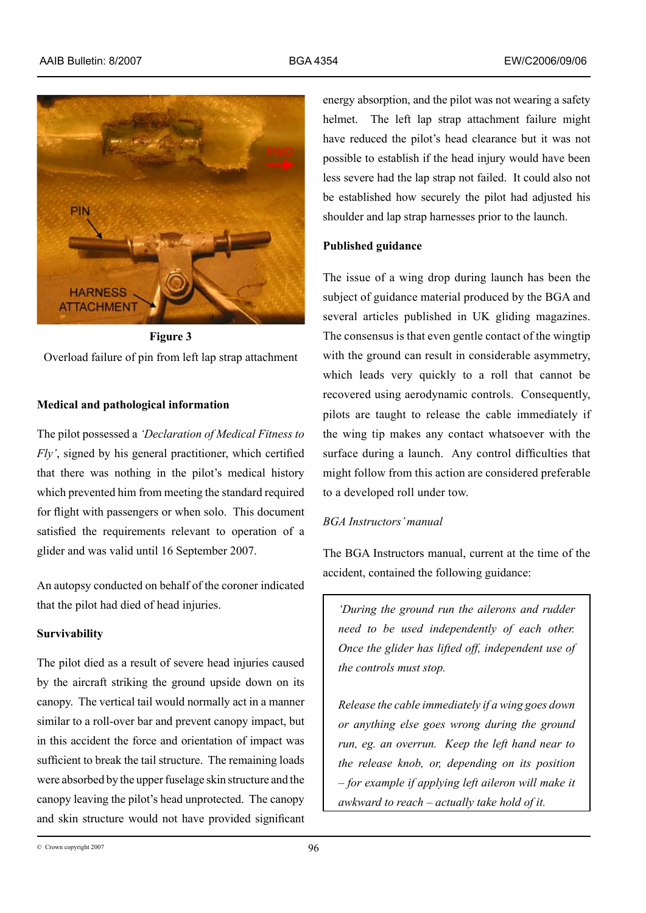**Figure 3**

Overload failure of pin from left lap strap attachment

**Medical and pathological information**

The pilot possessed a *'Declaration of Medical Fitness to Fly'*, signed by his general practitioner, which certified that there was nothing in the pilot's medical history which prevented him from meeting the standard required for flight with passengers or when solo. This document satisfied the requirements relevant to operation of a glider and was valid until 16 September 2007.

An autopsy conducted on behalf of the coroner indicated that the pilot had died of head injuries.

**Survivability**

The pilot died as a result of severe head injuries caused by the aircraft striking the ground upside down on its canopy. The vertical tail would normally act in a manner similar to a roll-over bar and prevent canopy impact, but in this accident the force and orientation of impact was sufficient to break the tail structure. The remaining loads were absorbed by the upper fuselage skin structure and the canopy leaving the pilot's head unprotected. The canopy and skin structure would not have provided significant energy absorption, and the pilot was not wearing a safety helmet. The left lap strap attachment failure might have reduced the pilot's head clearance but it was not possible to establish if the head injury would have been less severe had the lap strap not failed. It could also not be established how securely the pilot had adjusted his shoulder and lap strap harnesses prior to the launch.

**Published guidance**

The issue of a wing drop during launch has been the subject of guidance material produced by the BGA and several articles published in UK gliding magazines. The consensus is that even gentle contact of the wingtip with the ground can result in considerable asymmetry, which leads very quickly to a roll that cannot be recovered using aerodynamic controls. Consequently, pilots are taught to release the cable immediately if the wing tip makes any contact whatsoever with the surface during a launch. Any control difficulties that might follow from this action are considered preferable to a developed roll under tow.

*BGA Instructors' manual*

The BGA Instructors manual, current at the time of the accident, contained the following guidance:

> *'During the ground run the ailerons and rudder need to be used independently of each other. Once the glider has lifted off, independent use of the controls must stop.*
>
> *Release the cable immediately if a wing goes down or anything else goes wrong during the ground run, eg. an overrun. Keep the left hand near to the release knob, or, depending on its position – for example if applying left aileron will make it awkward to reach – actually take hold of it.*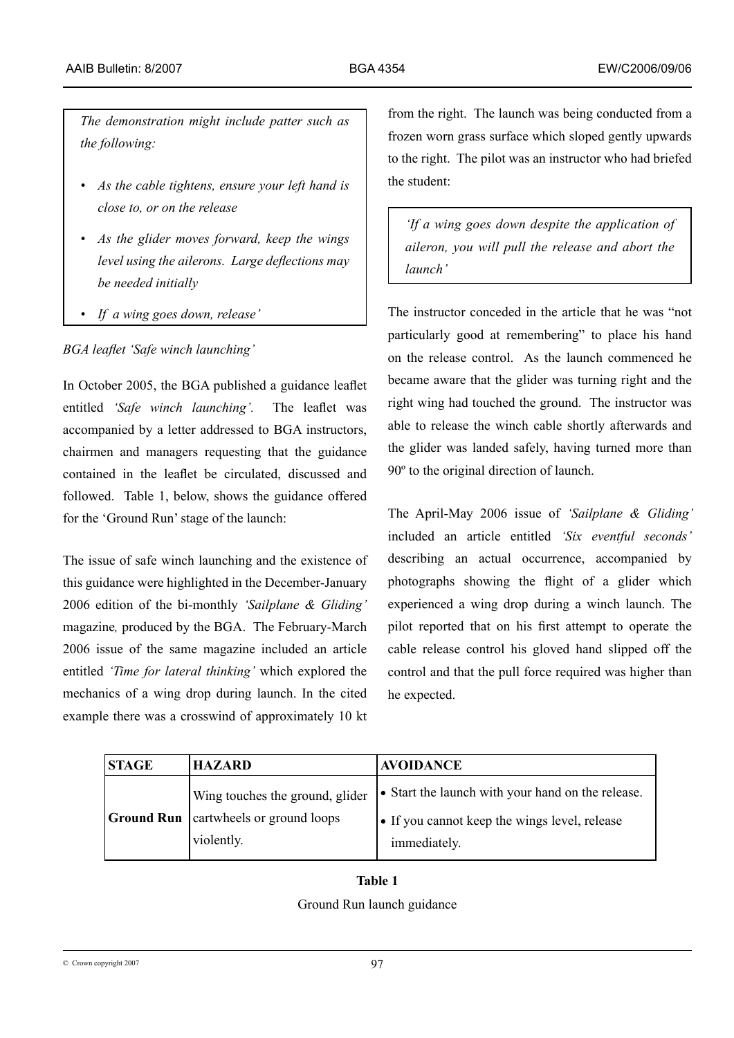*The demonstration might include patter such as the following:*

- *As the cable tightens, ensure your left hand is close to, or on the release*
- *As the glider moves forward, keep the wings level using the ailerons. Large deflections may be needed initially*
- *If a wing goes down, release'*

*BGA leaflet 'Safe winch launching'*

In October 2005, the BGA published a guidance leaflet entitled *'Safe winch launching'.* The leaflet was accompanied by a letter addressed to BGA instructors, chairmen and managers requesting that the guidance contained in the leaflet be circulated, discussed and followed. Table 1, below, shows the guidance offered for the 'Ground Run' stage of the launch:

The issue of safe winch launching and the existence of this guidance were highlighted in the December-January 2006 edition of the bi-monthly *'Sailplane & Gliding'* magazine, produced by the BGA. The February-March 2006 issue of the same magazine included an article entitled *'Time for lateral thinking'* which explored the mechanics of a wing drop during launch. In the cited example there was a crosswind of approximately 10 kt from the right. The launch was being conducted from a frozen worn grass surface which sloped gently upwards to the right. The pilot was an instructor who had briefed the student:

*'If a wing goes down despite the application of aileron, you will pull the release and abort the launch'*

The instructor conceded in the article that he was "not particularly good at remembering" to place his hand on the release control. As the launch commenced he became aware that the glider was turning right and the right wing had touched the ground. The instructor was able to release the winch cable shortly afterwards and the glider was landed safely, having turned more than 90º to the original direction of launch.

The April-May 2006 issue of *'Sailplane & Gliding'* included an article entitled *'Six eventful seconds'* describing an actual occurrence, accompanied by photographs showing the flight of a glider which experienced a wing drop during a winch launch. The pilot reported that on his first attempt to operate the cable release control his gloved hand slipped off the control and that the pull force required was higher than he expected.

| STAGE | HAZARD | AVOIDANCE |
|---|---|---|
| **Ground Run** | Wing touches the ground, glider cartwheels or ground loops violently. | • Start the launch with your hand on the release. • If you cannot keep the wings level, release immediately. |

**Table 1**

Ground Run launch guidance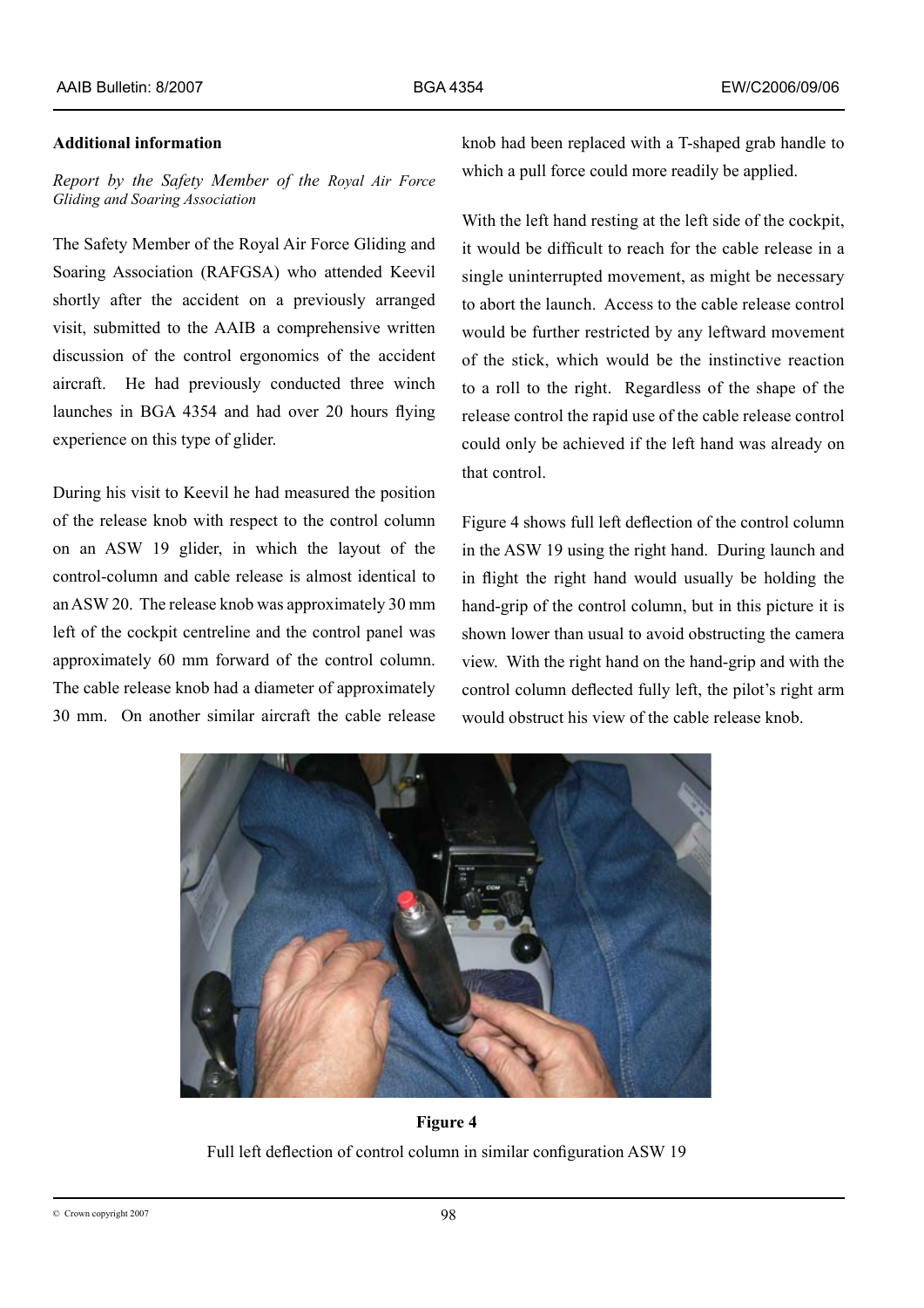## Additional information

*Report by the Safety Member of the Royal Air Force Gliding and Soaring Association*

The Safety Member of the Royal Air Force Gliding and Soaring Association (RAFGSA) who attended Keevil shortly after the accident on a previously arranged visit, submitted to the AAIB a comprehensive written discussion of the control ergonomics of the accident aircraft. He had previously conducted three winch launches in BGA 4354 and had over 20 hours flying experience on this type of glider.

During his visit to Keevil he had measured the position of the release knob with respect to the control column on an ASW 19 glider, in which the layout of the control-column and cable release is almost identical to an ASW 20. The release knob was approximately 30 mm left of the cockpit centreline and the control panel was approximately 60 mm forward of the control column. The cable release knob had a diameter of approximately 30 mm. On another similar aircraft the cable release knob had been replaced with a T-shaped grab handle to which a pull force could more readily be applied.

With the left hand resting at the left side of the cockpit, it would be difficult to reach for the cable release in a single uninterrupted movement, as might be necessary to abort the launch. Access to the cable release control would be further restricted by any leftward movement of the stick, which would be the instinctive reaction to a roll to the right. Regardless of the shape of the release control the rapid use of the cable release control could only be achieved if the left hand was already on that control.

Figure 4 shows full left deflection of the control column in the ASW 19 using the right hand. During launch and in flight the right hand would usually be holding the hand-grip of the control column, but in this picture it is shown lower than usual to avoid obstructing the camera view. With the right hand on the hand-grip and with the control column deflected fully left, the pilot's right arm would obstruct his view of the cable release knob.

**Figure 4**

Full left deflection of control column in similar configuration ASW 19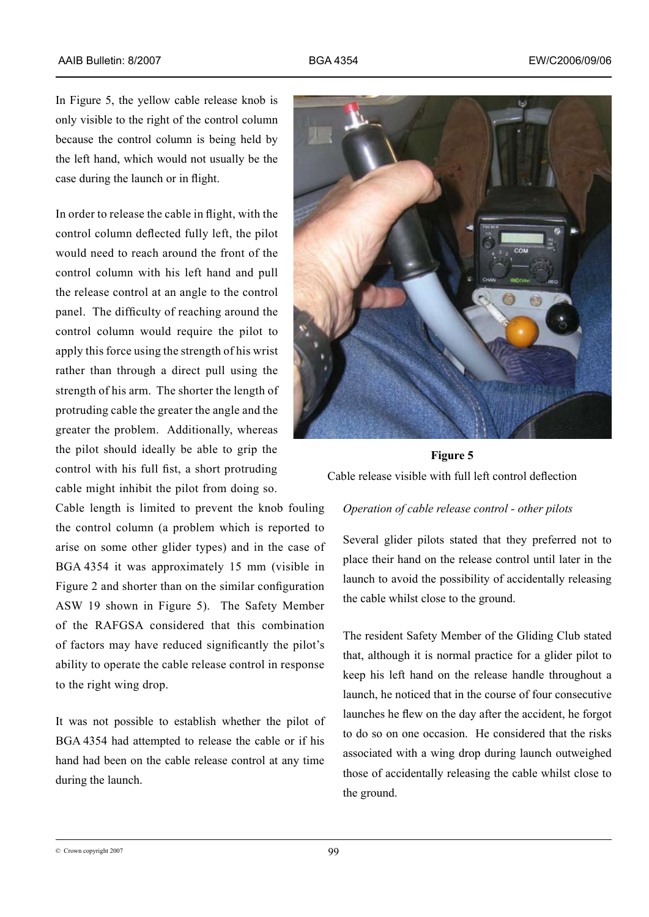In Figure 5, the yellow cable release knob is only visible to the right of the control column because the control column is being held by the left hand, which would not usually be the case during the launch or in flight.

In order to release the cable in flight, with the control column deflected fully left, the pilot would need to reach around the front of the control column with his left hand and pull the release control at an angle to the control panel. The difficulty of reaching around the control column would require the pilot to apply this force using the strength of his wrist rather than through a direct pull using the strength of his arm. The shorter the length of protruding cable the greater the angle and the greater the problem. Additionally, whereas the pilot should ideally be able to grip the control with his full fist, a short protruding cable might inhibit the pilot from doing so. Cable length is limited to prevent the knob fouling the control column (a problem which is reported to arise on some other glider types) and in the case of BGA 4354 it was approximately 15 mm (visible in Figure 2 and shorter than on the similar configuration ASW 19 shown in Figure 5). The Safety Member of the RAFGSA considered that this combination of factors may have reduced significantly the pilot's ability to operate the cable release control in response to the right wing drop.

It was not possible to establish whether the pilot of BGA 4354 had attempted to release the cable or if his hand had been on the cable release control at any time during the launch.

**Figure 5**

Cable release visible with full left control deflection

*Operation of cable release control - other pilots*

Several glider pilots stated that they preferred not to place their hand on the release control until later in the launch to avoid the possibility of accidentally releasing the cable whilst close to the ground.

The resident Safety Member of the Gliding Club stated that, although it is normal practice for a glider pilot to keep his left hand on the release handle throughout a launch, he noticed that in the course of four consecutive launches he flew on the day after the accident, he forgot to do so on one occasion. He considered that the risks associated with a wing drop during launch outweighed those of accidentally releasing the cable whilst close to the ground.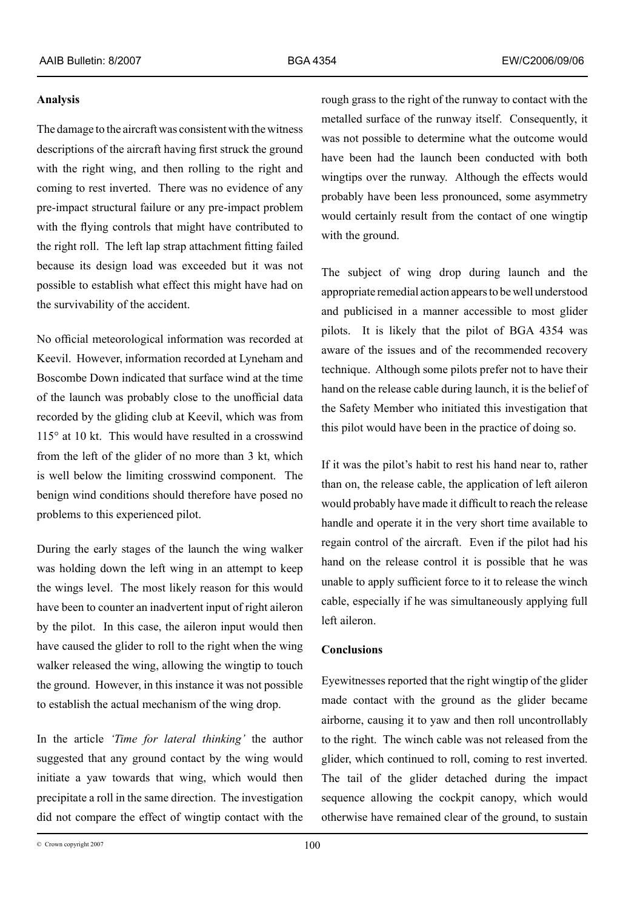## Analysis

The damage to the aircraft was consistent with the witness descriptions of the aircraft having first struck the ground with the right wing, and then rolling to the right and coming to rest inverted. There was no evidence of any pre-impact structural failure or any pre-impact problem with the flying controls that might have contributed to the right roll. The left lap strap attachment fitting failed because its design load was exceeded but it was not possible to establish what effect this might have had on the survivability of the accident.

No official meteorological information was recorded at Keevil. However, information recorded at Lyneham and Boscombe Down indicated that surface wind at the time of the launch was probably close to the unofficial data recorded by the gliding club at Keevil, which was from 115° at 10 kt. This would have resulted in a crosswind from the left of the glider of no more than 3 kt, which is well below the limiting crosswind component. The benign wind conditions should therefore have posed no problems to this experienced pilot.

During the early stages of the launch the wing walker was holding down the left wing in an attempt to keep the wings level. The most likely reason for this would have been to counter an inadvertent input of right aileron by the pilot. In this case, the aileron input would then have caused the glider to roll to the right when the wing walker released the wing, allowing the wingtip to touch the ground. However, in this instance it was not possible to establish the actual mechanism of the wing drop.

In the article *'Time for lateral thinking'* the author suggested that any ground contact by the wing would initiate a yaw towards that wing, which would then precipitate a roll in the same direction. The investigation did not compare the effect of wingtip contact with the rough grass to the right of the runway to contact with the metalled surface of the runway itself. Consequently, it was not possible to determine what the outcome would have been had the launch been conducted with both wingtips over the runway. Although the effects would probably have been less pronounced, some asymmetry would certainly result from the contact of one wingtip with the ground.

The subject of wing drop during launch and the appropriate remedial action appears to be well understood and publicised in a manner accessible to most glider pilots. It is likely that the pilot of BGA 4354 was aware of the issues and of the recommended recovery technique. Although some pilots prefer not to have their hand on the release cable during launch, it is the belief of the Safety Member who initiated this investigation that this pilot would have been in the practice of doing so.

If it was the pilot's habit to rest his hand near to, rather than on, the release cable, the application of left aileron would probably have made it difficult to reach the release handle and operate it in the very short time available to regain control of the aircraft. Even if the pilot had his hand on the release control it is possible that he was unable to apply sufficient force to it to release the winch cable, especially if he was simultaneously applying full left aileron.

## Conclusions

Eyewitnesses reported that the right wingtip of the glider made contact with the ground as the glider became airborne, causing it to yaw and then roll uncontrollably to the right. The winch cable was not released from the glider, which continued to roll, coming to rest inverted. The tail of the glider detached during the impact sequence allowing the cockpit canopy, which would otherwise have remained clear of the ground, to sustain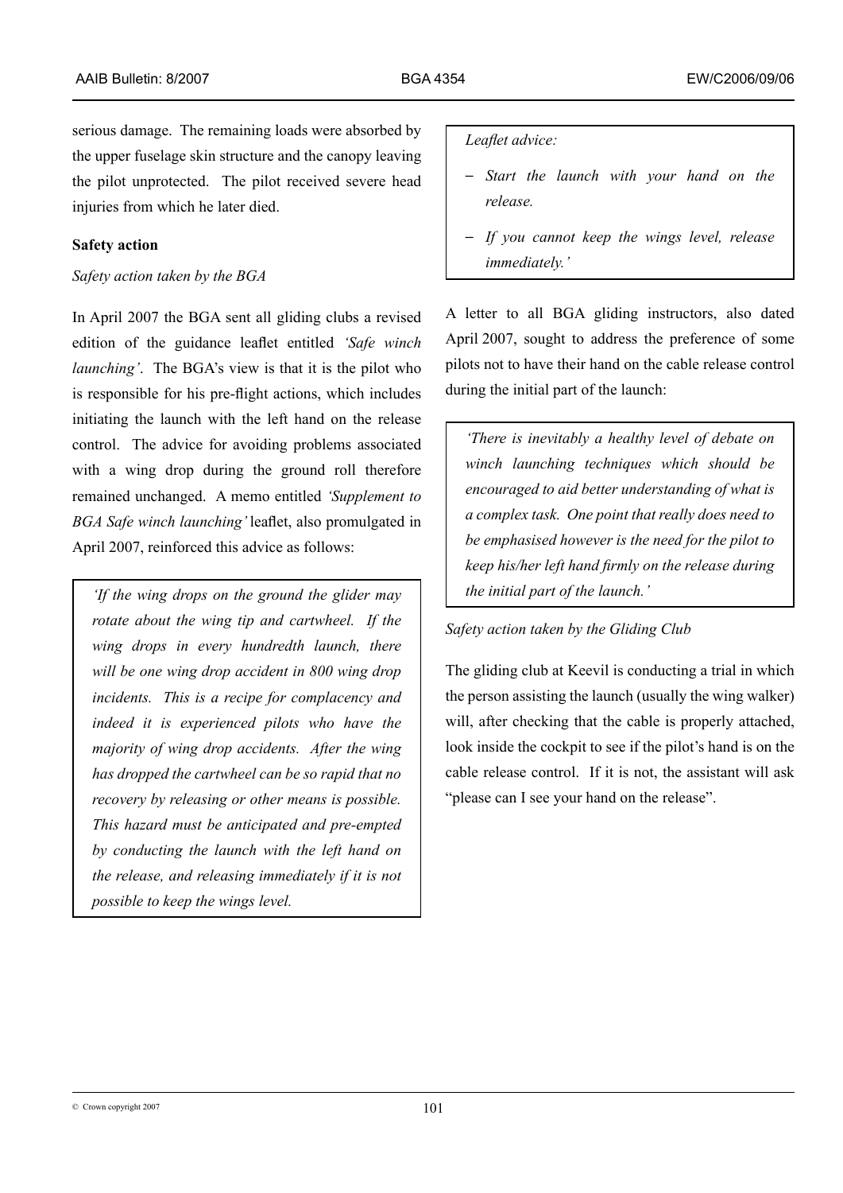serious damage. The remaining loads were absorbed by the upper fuselage skin structure and the canopy leaving the pilot unprotected. The pilot received severe head injuries from which he later died.

**Safety action**

*Safety action taken by the BGA*

In April 2007 the BGA sent all gliding clubs a revised edition of the guidance leaflet entitled *'Safe winch launching'*. The BGA's view is that it is the pilot who is responsible for his pre-flight actions, which includes initiating the launch with the left hand on the release control. The advice for avoiding problems associated with a wing drop during the ground roll therefore remained unchanged. A memo entitled *'Supplement to BGA Safe winch launching'* leaflet, also promulgated in April 2007, reinforced this advice as follows:

> *'If the wing drops on the ground the glider may rotate about the wing tip and cartwheel. If the wing drops in every hundredth launch, there will be one wing drop accident in 800 wing drop incidents. This is a recipe for complacency and indeed it is experienced pilots who have the majority of wing drop accidents. After the wing has dropped the cartwheel can be so rapid that no recovery by releasing or other means is possible. This hazard must be anticipated and pre-empted by conducting the launch with the left hand on the release, and releasing immediately if it is not possible to keep the wings level.*
>
> *Leaflet advice:*
>
> - *Start the launch with your hand on the release.*
> - *If you cannot keep the wings level, release immediately.'*

A letter to all BGA gliding instructors, also dated April 2007, sought to address the preference of some pilots not to have their hand on the cable release control during the initial part of the launch:

> *'There is inevitably a healthy level of debate on winch launching techniques which should be encouraged to aid better understanding of what is a complex task. One point that really does need to be emphasised however is the need for the pilot to keep his/her left hand firmly on the release during the initial part of the launch.'*

*Safety action taken by the Gliding Club*

The gliding club at Keevil is conducting a trial in which the person assisting the launch (usually the wing walker) will, after checking that the cable is properly attached, look inside the cockpit to see if the pilot's hand is on the cable release control. If it is not, the assistant will ask "please can I see your hand on the release".